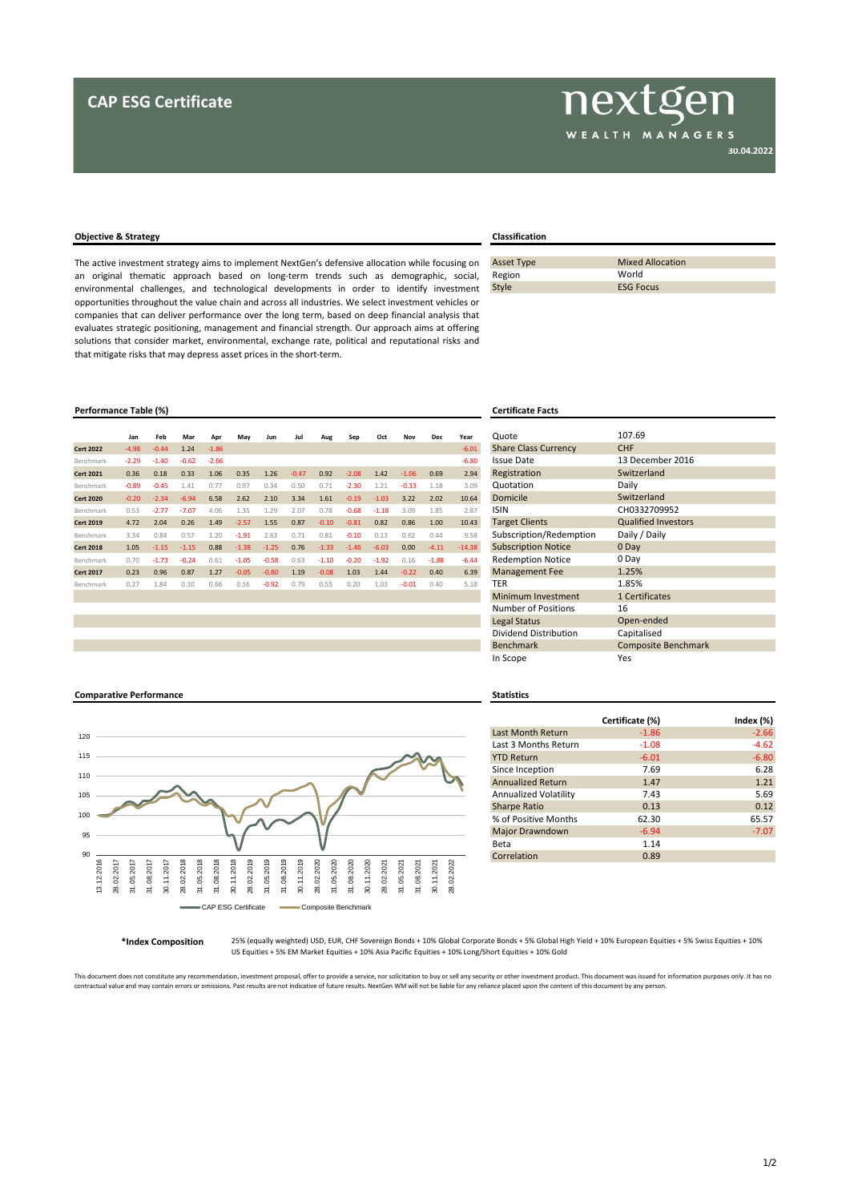# CAP ESG Certificate

nextgen WEALTH MANAGERS

30.04.2022

## Objective & Strategy

The active investment strategy aims to implement NextGen's defensive allocation while focusing on an original thematic approach based on long-term trends such as demographic, social, environmental challenges, and technological developments in order to identify investment opportunities throughout the value chain and across all industries. We select investment vehicles or companies that can deliver performance over the long term, based on deep financial analysis that evaluates strategic positioning, management and financial strength. Our approach aims at offering solutions that consider market, environmental, exchange rate, political and reputational risks and that mitigate risks that may depress asset prices in the short-term.

## Classification

| | |
|---|---|
| Asset Type | Mixed Allocation |
| Region | World |
| Style | ESG Focus |

## Performance Table (%)

| | Jan | Feb | Mar | Apr | May | Jun | Jul | Aug | Sep | Oct | Nov | Dec | Year |
|---|---|---|---|---|---|---|---|---|---|---|---|---|---|
| **Cert 2022** | -4.98 | -0.44 | 1.24 | -1.86 | | | | | | | | | -6.01 |
| Benchmark | -2.29 | -1.40 | -0.62 | -2.66 | | | | | | | | | -6.80 |
| **Cert 2021** | 0.36 | 0.18 | 0.33 | 1.06 | 0.35 | 1.26 | -0.47 | 0.92 | -2.08 | 1.42 | -1.06 | 0.69 | 2.94 |
| Benchmark | -0.89 | -0.45 | 1.41 | 0.77 | 0.97 | 0.34 | 0.50 | 0.71 | -2.30 | 1.21 | -0.33 | 1.18 | 3.09 |
| **Cert 2020** | -0.20 | -2.34 | -6.94 | 6.58 | 2.62 | 2.10 | 3.34 | 1.61 | -0.19 | -1.03 | 3.22 | 2.02 | 10.64 |
| Benchmark | 0.53 | -2.77 | -7.07 | 4.06 | 1.35 | 1.29 | 2.07 | 0.78 | -0.68 | -1.18 | 3.09 | 1.85 | 2.87 |
| **Cert 2019** | 4.72 | 2.04 | 0.26 | 1.49 | -2.57 | 1.55 | 0.87 | -0.10 | -0.81 | 0.82 | 0.86 | 1.00 | 10.43 |
| Benchmark | 3.34 | 0.84 | 0.57 | 1.20 | -1.91 | 2.63 | 0.71 | 0.81 | -0.10 | 0.13 | 0.62 | 0.44 | 9.58 |
| **Cert 2018** | 1.05 | -1.15 | -1.15 | 0.88 | -1.38 | -1.25 | 0.76 | -1.33 | -1.46 | -6.03 | 0.00 | -4.11 | -14.38 |
| Benchmark | 0.70 | -1.73 | -0.24 | 0.61 | -1.05 | -0.58 | 0.63 | -1.10 | -0.20 | -1.92 | 0.16 | -1.88 | -6.44 |
| **Cert 2017** | 0.23 | 0.96 | 0.87 | 1.27 | -0.05 | -0.80 | 1.19 | -0.08 | 1.03 | 1.44 | -0.22 | 0.40 | 6.39 |
| Benchmark | 0.27 | 1.84 | 0.10 | 0.66 | 0.16 | -0.92 | 0.79 | 0.55 | 0.20 | 1.03 | -0.01 | 0.40 | 5.18 |

## Certificate Facts

| | |
|---|---|
| Quote | 107.69 |
| Share Class Currency | CHF |
| Issue Date | 13 December 2016 |
| Registration | Switzerland |
| Quotation | Daily |
| Domicile | Switzerland |
| ISIN | CH0332709952 |
| Target Clients | Qualified Investors |
| Subscription/Redemption | Daily / Daily |
| Subscription Notice | 0 Day |
| Redemption Notice | 0 Day |
| Management Fee | 1.25% |
| TER | 1.85% |
| Minimum Investment | 1 Certificates |
| Number of Positions | 16 |
| Legal Status | Open-ended |
| Dividend Distribution | Capitalised |
| Benchmark | Composite Benchmark |
| In Scope | Yes |

## Comparative Performance

CAP ESG Certificate — Composite Benchmark

## Statistics

| | Certificate (%) | Index (%) |
|---|---|---|
| Last Month Return | -1.86 | -2.66 |
| Last 3 Months Return | -1.08 | -4.62 |
| YTD Return | -6.01 | -6.80 |
| Since Inception | 7.69 | 6.28 |
| Annualized Return | 1.47 | 1.21 |
| Annualized Volatility | 7.43 | 5.69 |
| Sharpe Ratio | 0.13 | 0.12 |
| % of Positive Months | 62.30 | 65.57 |
| Major Drawdown | -6.94 | -7.07 |
| Beta | 1.14 | |
| Correlation | 0.89 | |

**\*Index Composition** 25% (equally weighted) USD, EUR, CHF Sovereign Bonds + 10% Global Corporate Bonds + 5% Global High Yield + 10% European Equities + 5% Swiss Equities + 10% US Equities + 5% EM Market Equities + 10% Asia Pacific Equities + 10% Long/Short Equities + 10% Gold

This document does not constitute any recommendation, investment proposal, offer to provide a service, nor solicitation to buy or sell any security or other investment product. This document was issued for information purposes only. It has no contractual value and may contain errors or omissions. Past results are not indicative of future results. NextGen WM will not be liable for any reliance placed upon the content of this document by any person.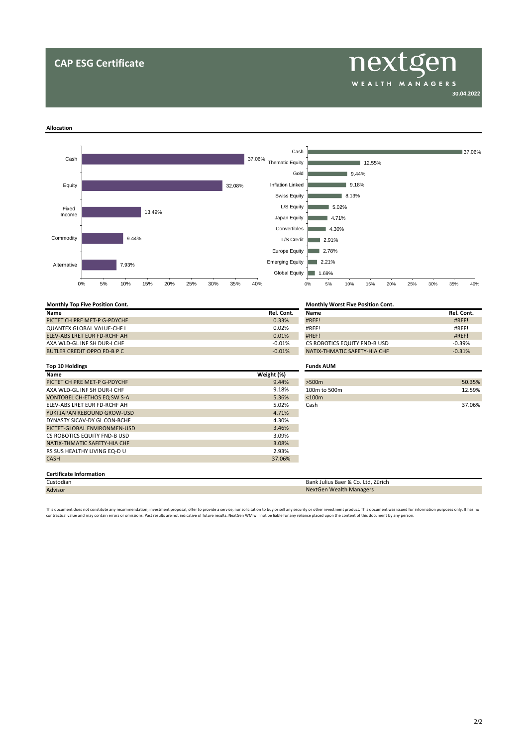# CAP ESG Certificate

nextgen
WEALTH MANAGERS

30.04.2022

## Allocation

Cash 37.06%
Equity 32.08%
Fixed Income 13.49%
Commodity 9.44%
Alternative 7.93%

0% 5% 10% 15% 20% 25% 30% 35% 40%

Cash 37.06%
Thematic Equity 12.55%
Gold 9.44%
Inflation Linked 9.18%
Swiss Equity 8.13%
L/S Equity 5.02%
Japan Equity 4.71%
Convertibles 4.30%
L/S Credit 2.91%
Europe Equity 2.78%
Emerging Equity 2.21%
Global Equity 1.69%

0% 5% 10% 15% 20% 25% 30% 35% 40%

### Monthly Top Five Position Cont.

| Name | Rel. Cont. |
|---|---|
| PICTET CH PRE MET-P G-PDYCHF | 0.33% |
| QUANTEX GLOBAL VALUE-CHF I | 0.02% |
| ELEV-ABS LRET EUR FD-RCHF AH | 0.01% |
| AXA WLD-GL INF SH DUR-I CHF | -0.01% |
| BUTLER CREDIT OPPO FD-B P C | -0.01% |

### Monthly Worst Five Position Cont.

| Name | Rel. Cont. |
|---|---|
| #REF! | #REF! |
| #REF! | #REF! |
| #REF! | #REF! |
| CS ROBOTICS EQUITY FND-B USD | -0.39% |
| NATIX-THMATIC SAFETY-HIA CHF | -0.31% |

### Top 10 Holdings

| Name | Weight (%) |
|---|---|
| PICTET CH PRE MET-P G-PDYCHF | 9.44% |
| AXA WLD-GL INF SH DUR-I CHF | 9.18% |
| VONTOBEL CH-ETHOS EQ SW S-A | 5.36% |
| ELEV-ABS LRET EUR FD-RCHF AH | 5.02% |
| YUKI JAPAN REBOUND GROW-USD | 4.71% |
| DYNASTY SICAV-DY GL CON-BCHF | 4.30% |
| PICTET-GLOBAL ENVIRONMEN-USD | 3.46% |
| CS ROBOTICS EQUITY FND-B USD | 3.09% |
| NATIX-THMATIC SAFETY-HIA CHF | 3.08% |
| RS SUS HEALTHY LIVING EQ-D U | 2.93% |
| CASH | 37.06% |

### Funds AUM

| | |
|---|---|
| >500m | 50.35% |
| 100m to 500m | 12.59% |
| <100m | |
| Cash | 37.06% |

### Certificate Information

| | |
|---|---|
| Custodian | Bank Julius Baer & Co. Ltd, Zürich |
| Advisor | NextGen Wealth Managers |

This document does not constitute any recommendation, investment proposal, offer to provide a service, nor solicitation to buy or sell any security or other investment product. This document was issued for information purposes only. It has no contractual value and may contain errors or omissions. Past results are not indicative of future results. NextGen WM will not be liable for any reliance placed upon the content of this document by any person.